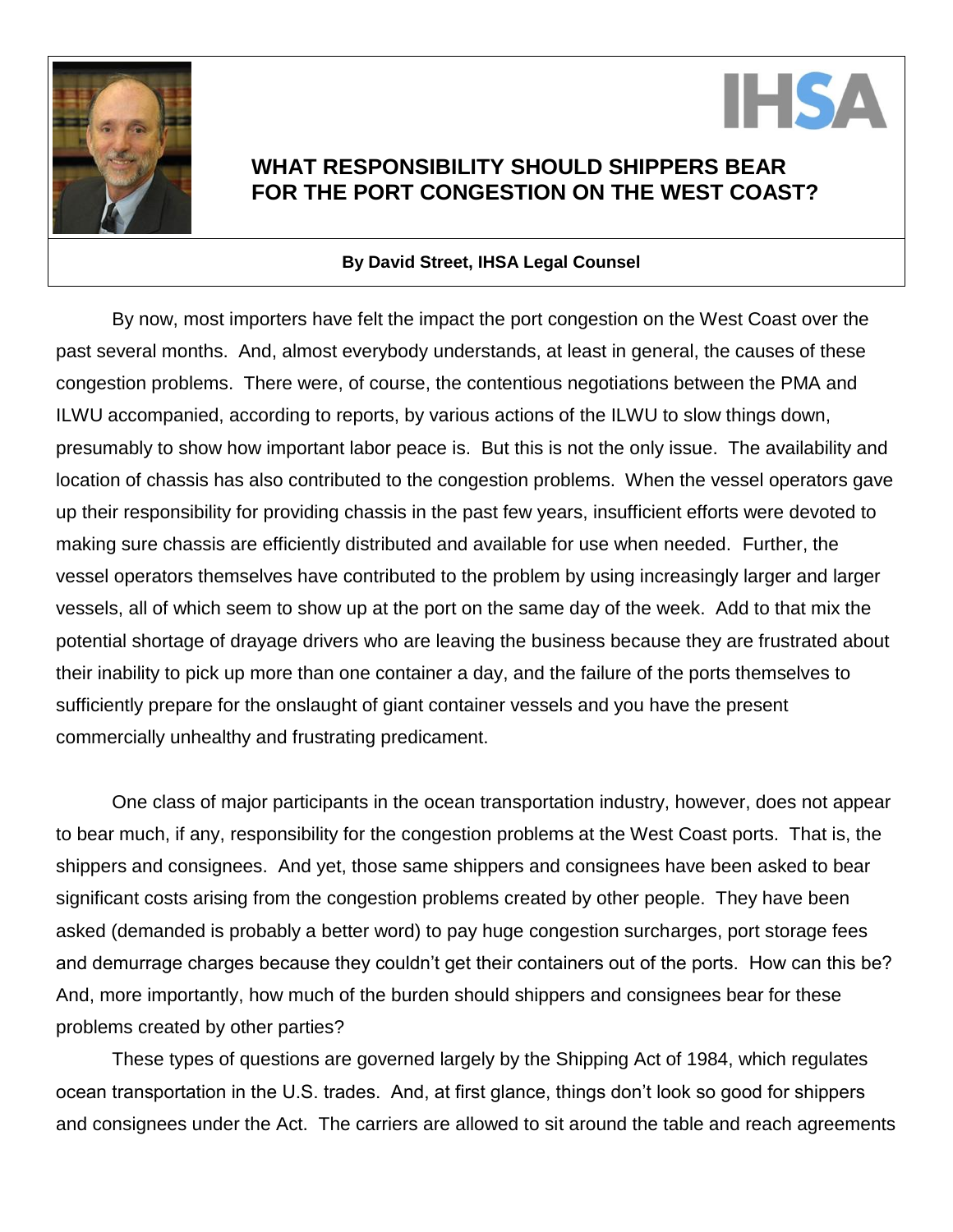# WHAT RESPONSIBILITY SHOULD SHIPPERS BEAR FOR THE PORT CONGESTION ON THE WEST COAST?

**By David Street, IHSA Legal Counsel**

By now, most importers have felt the impact the port congestion on the West Coast over the past several months. And, almost everybody understands, at least in general, the causes of these congestion problems. There were, of course, the contentious negotiations between the PMA and ILWU accompanied, according to reports, by various actions of the ILWU to slow things down, presumably to show how important labor peace is. But this is not the only issue. The availability and location of chassis has also contributed to the congestion problems. When the vessel operators gave up their responsibility for providing chassis in the past few years, insufficient efforts were devoted to making sure chassis are efficiently distributed and available for use when needed. Further, the vessel operators themselves have contributed to the problem by using increasingly larger and larger vessels, all of which seem to show up at the port on the same day of the week. Add to that mix the potential shortage of drayage drivers who are leaving the business because they are frustrated about their inability to pick up more than one container a day, and the failure of the ports themselves to sufficiently prepare for the onslaught of giant container vessels and you have the present commercially unhealthy and frustrating predicament.

One class of major participants in the ocean transportation industry, however, does not appear to bear much, if any, responsibility for the congestion problems at the West Coast ports. That is, the shippers and consignees. And yet, those same shippers and consignees have been asked to bear significant costs arising from the congestion problems created by other people. They have been asked (demanded is probably a better word) to pay huge congestion surcharges, port storage fees and demurrage charges because they couldn't get their containers out of the ports. How can this be? And, more importantly, how much of the burden should shippers and consignees bear for these problems created by other parties?

These types of questions are governed largely by the Shipping Act of 1984, which regulates ocean transportation in the U.S. trades. And, at first glance, things don't look so good for shippers and consignees under the Act. The carriers are allowed to sit around the table and reach agreements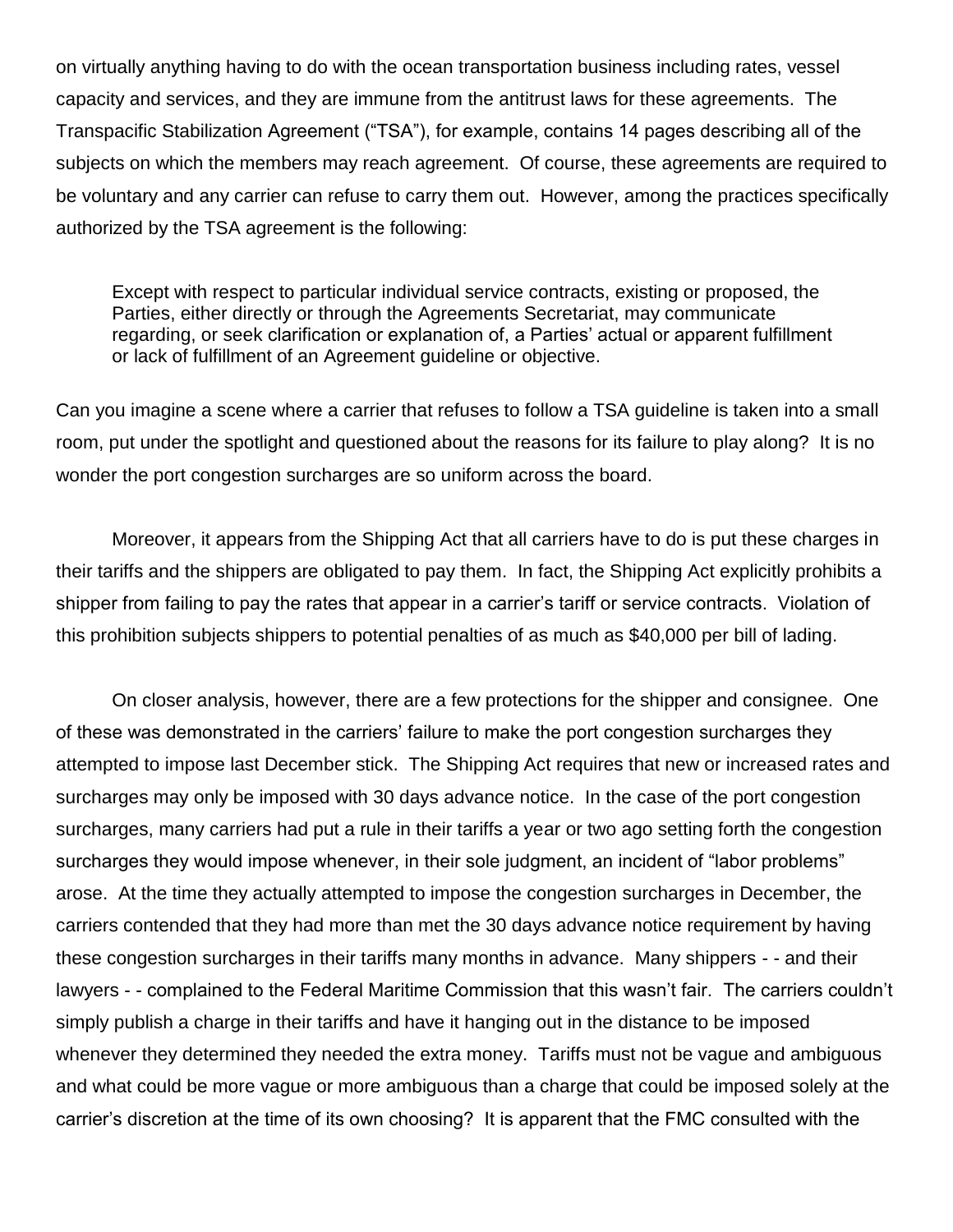on virtually anything having to do with the ocean transportation business including rates, vessel capacity and services, and they are immune from the antitrust laws for these agreements. The Transpacific Stabilization Agreement ("TSA"), for example, contains 14 pages describing all of the subjects on which the members may reach agreement. Of course, these agreements are required to be voluntary and any carrier can refuse to carry them out. However, among the practices specifically authorized by the TSA agreement is the following:

> Except with respect to particular individual service contracts, existing or proposed, the Parties, either directly or through the Agreements Secretariat, may communicate regarding, or seek clarification or explanation of, a Parties' actual or apparent fulfillment or lack of fulfillment of an Agreement guideline or objective.

Can you imagine a scene where a carrier that refuses to follow a TSA guideline is taken into a small room, put under the spotlight and questioned about the reasons for its failure to play along? It is no wonder the port congestion surcharges are so uniform across the board.

Moreover, it appears from the Shipping Act that all carriers have to do is put these charges in their tariffs and the shippers are obligated to pay them. In fact, the Shipping Act explicitly prohibits a shipper from failing to pay the rates that appear in a carrier's tariff or service contracts. Violation of this prohibition subjects shippers to potential penalties of as much as $40,000 per bill of lading.

On closer analysis, however, there are a few protections for the shipper and consignee. One of these was demonstrated in the carriers' failure to make the port congestion surcharges they attempted to impose last December stick. The Shipping Act requires that new or increased rates and surcharges may only be imposed with 30 days advance notice. In the case of the port congestion surcharges, many carriers had put a rule in their tariffs a year or two ago setting forth the congestion surcharges they would impose whenever, in their sole judgment, an incident of "labor problems" arose. At the time they actually attempted to impose the congestion surcharges in December, the carriers contended that they had more than met the 30 days advance notice requirement by having these congestion surcharges in their tariffs many months in advance. Many shippers - - and their lawyers - - complained to the Federal Maritime Commission that this wasn't fair. The carriers couldn't simply publish a charge in their tariffs and have it hanging out in the distance to be imposed whenever they determined they needed the extra money. Tariffs must not be vague and ambiguous and what could be more vague or more ambiguous than a charge that could be imposed solely at the carrier's discretion at the time of its own choosing? It is apparent that the FMC consulted with the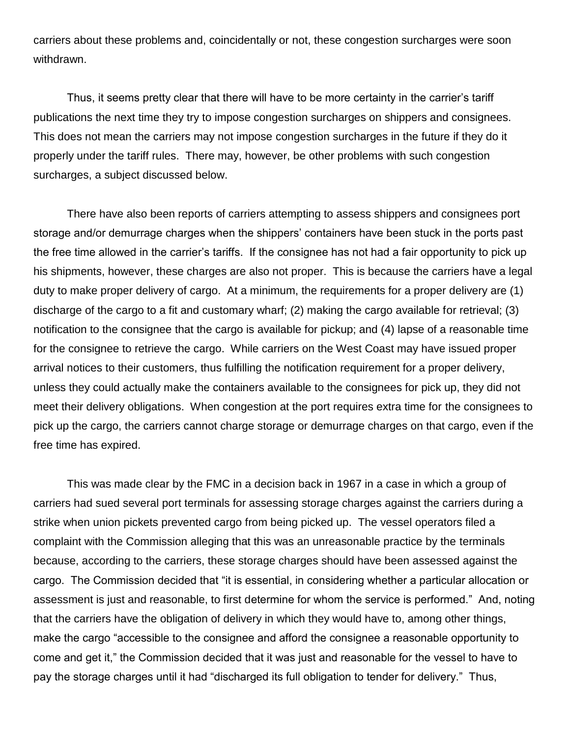carriers about these problems and, coincidentally or not, these congestion surcharges were soon withdrawn.

Thus, it seems pretty clear that there will have to be more certainty in the carrier's tariff publications the next time they try to impose congestion surcharges on shippers and consignees. This does not mean the carriers may not impose congestion surcharges in the future if they do it properly under the tariff rules. There may, however, be other problems with such congestion surcharges, a subject discussed below.

There have also been reports of carriers attempting to assess shippers and consignees port storage and/or demurrage charges when the shippers' containers have been stuck in the ports past the free time allowed in the carrier's tariffs. If the consignee has not had a fair opportunity to pick up his shipments, however, these charges are also not proper. This is because the carriers have a legal duty to make proper delivery of cargo. At a minimum, the requirements for a proper delivery are (1) discharge of the cargo to a fit and customary wharf; (2) making the cargo available for retrieval; (3) notification to the consignee that the cargo is available for pickup; and (4) lapse of a reasonable time for the consignee to retrieve the cargo. While carriers on the West Coast may have issued proper arrival notices to their customers, thus fulfilling the notification requirement for a proper delivery, unless they could actually make the containers available to the consignees for pick up, they did not meet their delivery obligations. When congestion at the port requires extra time for the consignees to pick up the cargo, the carriers cannot charge storage or demurrage charges on that cargo, even if the free time has expired.

This was made clear by the FMC in a decision back in 1967 in a case in which a group of carriers had sued several port terminals for assessing storage charges against the carriers during a strike when union pickets prevented cargo from being picked up. The vessel operators filed a complaint with the Commission alleging that this was an unreasonable practice by the terminals because, according to the carriers, these storage charges should have been assessed against the cargo. The Commission decided that "it is essential, in considering whether a particular allocation or assessment is just and reasonable, to first determine for whom the service is performed." And, noting that the carriers have the obligation of delivery in which they would have to, among other things, make the cargo "accessible to the consignee and afford the consignee a reasonable opportunity to come and get it," the Commission decided that it was just and reasonable for the vessel to have to pay the storage charges until it had "discharged its full obligation to tender for delivery." Thus,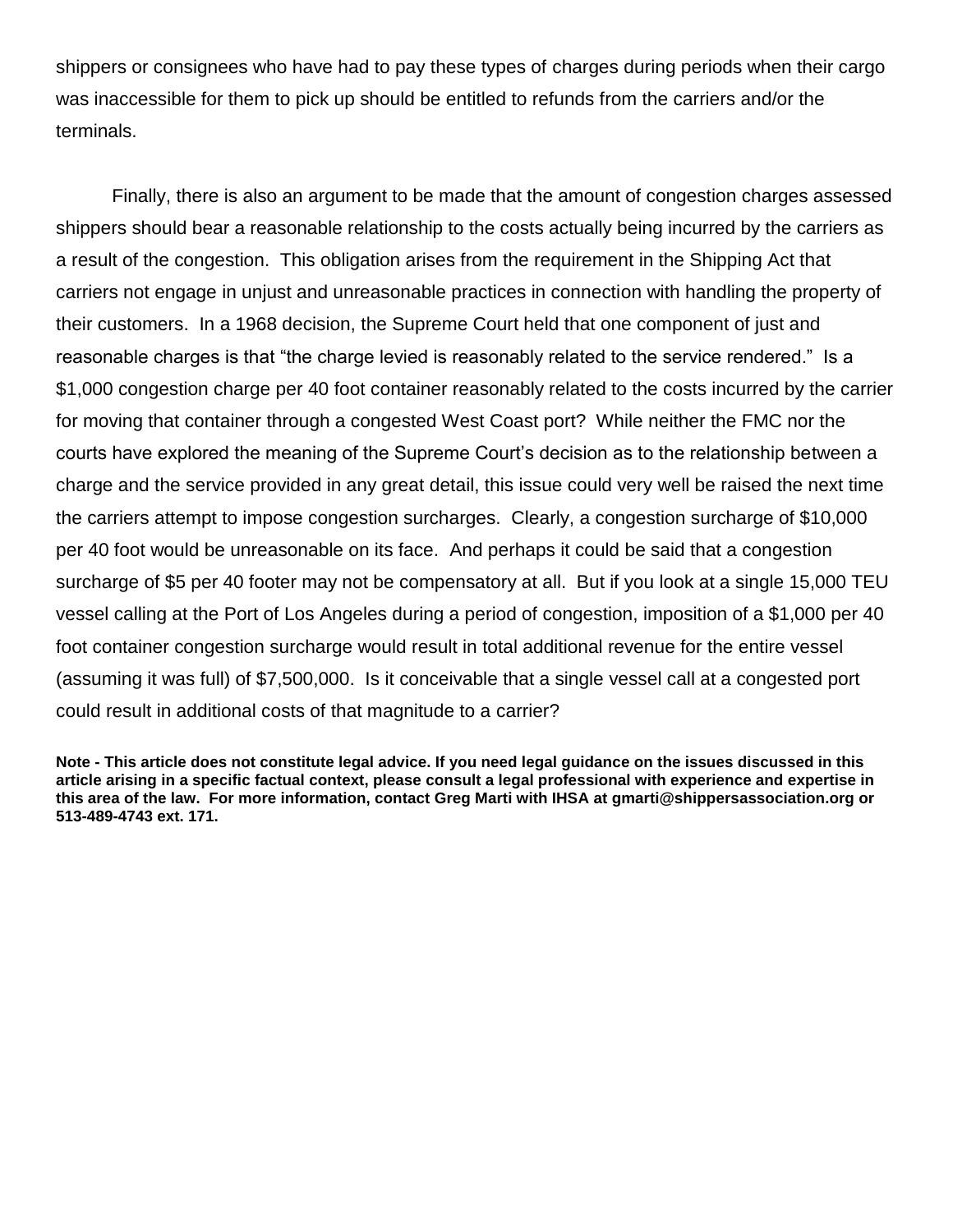shippers or consignees who have had to pay these types of charges during periods when their cargo was inaccessible for them to pick up should be entitled to refunds from the carriers and/or the terminals.

Finally, there is also an argument to be made that the amount of congestion charges assessed shippers should bear a reasonable relationship to the costs actually being incurred by the carriers as a result of the congestion. This obligation arises from the requirement in the Shipping Act that carriers not engage in unjust and unreasonable practices in connection with handling the property of their customers. In a 1968 decision, the Supreme Court held that one component of just and reasonable charges is that "the charge levied is reasonably related to the service rendered." Is a $1,000 congestion charge per 40 foot container reasonably related to the costs incurred by the carrier for moving that container through a congested West Coast port? While neither the FMC nor the courts have explored the meaning of the Supreme Court's decision as to the relationship between a charge and the service provided in any great detail, this issue could very well be raised the next time the carriers attempt to impose congestion surcharges. Clearly, a congestion surcharge of $10,000 per 40 foot would be unreasonable on its face. And perhaps it could be said that a congestion surcharge of $5 per 40 footer may not be compensatory at all. But if you look at a single 15,000 TEU vessel calling at the Port of Los Angeles during a period of congestion, imposition of a $1,000 per 40 foot container congestion surcharge would result in total additional revenue for the entire vessel (assuming it was full) of $7,500,000. Is it conceivable that a single vessel call at a congested port could result in additional costs of that magnitude to a carrier?

**Note - This article does not constitute legal advice. If you need legal guidance on the issues discussed in this article arising in a specific factual context, please consult a legal professional with experience and expertise in this area of the law. For more information, contact Greg Marti with IHSA at gmarti@shippersassociation.org or 513-489-4743 ext. 171.**